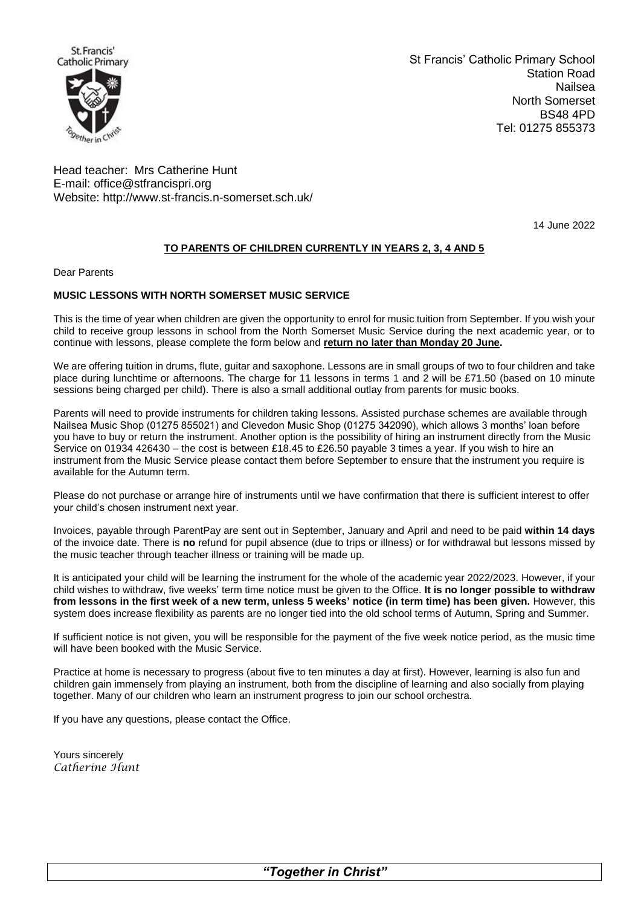St Francis' Catholic Primary School
Station Road
Nailsea
North Somerset
BS48 4PD
Tel: 01275 855373

Head teacher: Mrs Catherine Hunt
E-mail: office@stfrancispri.org
Website: http://www.st-francis.n-somerset.sch.uk/

14 June 2022

**TO PARENTS OF CHILDREN CURRENTLY IN YEARS 2, 3, 4 AND 5**

Dear Parents

**MUSIC LESSONS WITH NORTH SOMERSET MUSIC SERVICE**

This is the time of year when children are given the opportunity to enrol for music tuition from September. If you wish your child to receive group lessons in school from the North Somerset Music Service during the next academic year, or to continue with lessons, please complete the form below and **return no later than Monday 20 June.**

We are offering tuition in drums, flute, guitar and saxophone. Lessons are in small groups of two to four children and take place during lunchtime or afternoons. The charge for 11 lessons in terms 1 and 2 will be £71.50 (based on 10 minute sessions being charged per child). There is also a small additional outlay from parents for music books.

Parents will need to provide instruments for children taking lessons. Assisted purchase schemes are available through Nailsea Music Shop (01275 855021) and Clevedon Music Shop (01275 342090), which allows 3 months' loan before you have to buy or return the instrument. Another option is the possibility of hiring an instrument directly from the Music Service on 01934 426430 – the cost is between £18.45 to £26.50 payable 3 times a year. If you wish to hire an instrument from the Music Service please contact them before September to ensure that the instrument you require is available for the Autumn term.

Please do not purchase or arrange hire of instruments until we have confirmation that there is sufficient interest to offer your child's chosen instrument next year.

Invoices, payable through ParentPay are sent out in September, January and April and need to be paid **within 14 days** of the invoice date. There is **no** refund for pupil absence (due to trips or illness) or for withdrawal but lessons missed by the music teacher through teacher illness or training will be made up.

It is anticipated your child will be learning the instrument for the whole of the academic year 2022/2023. However, if your child wishes to withdraw, five weeks' term time notice must be given to the Office. **It is no longer possible to withdraw from lessons in the first week of a new term, unless 5 weeks' notice (in term time) has been given.** However, this system does increase flexibility as parents are no longer tied into the old school terms of Autumn, Spring and Summer.

If sufficient notice is not given, you will be responsible for the payment of the five week notice period, as the music time will have been booked with the Music Service.

Practice at home is necessary to progress (about five to ten minutes a day at first). However, learning is also fun and children gain immensely from playing an instrument, both from the discipline of learning and also socially from playing together. Many of our children who learn an instrument progress to join our school orchestra.

If you have any questions, please contact the Office.

Yours sincerely
*Catherine Hunt*

***"Together in Christ"***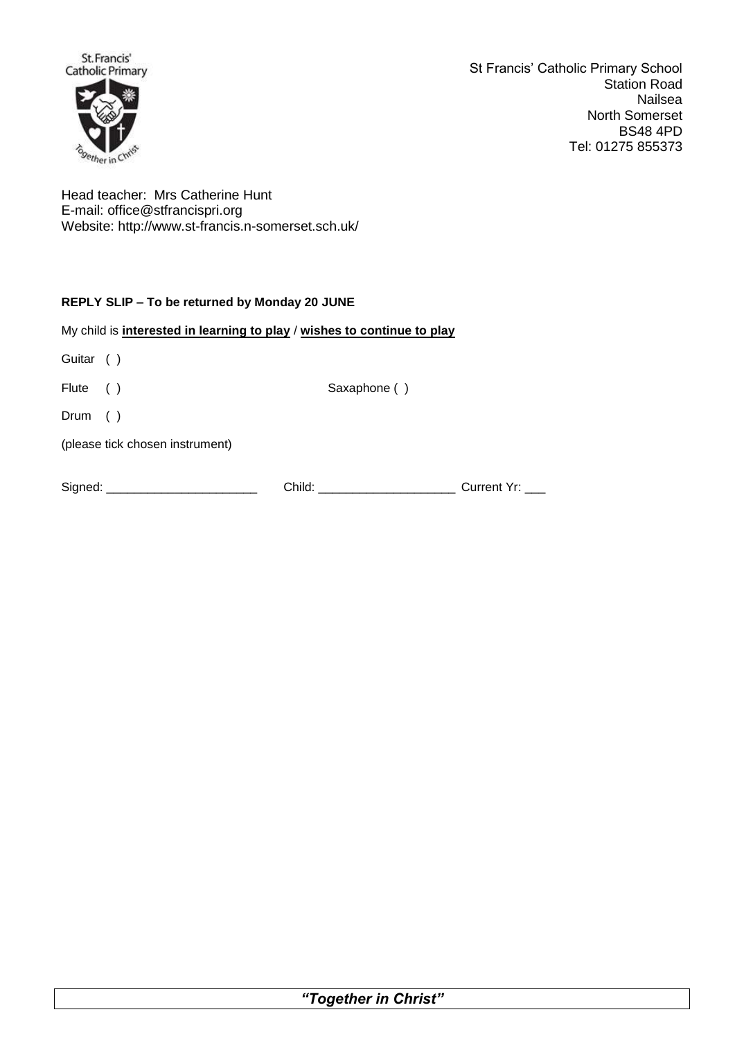St.Francis' Catholic Primary

Together in Christ

St Francis' Catholic Primary School
Station Road
Nailsea
North Somerset
BS48 4PD
Tel: 01275 855373

Head teacher: Mrs Catherine Hunt
E-mail: office@stfrancispri.org
Website: http://www.st-francis.n-somerset.sch.uk/

**REPLY SLIP – To be returned by Monday 20 JUNE**

My child is **interested in learning to play** / **wishes to continue to play**

Guitar ( )

Flute ( ) Saxaphone ( )

Drum ( )

(please tick chosen instrument)

Signed: ______________________ Child: ____________________ Current Yr: ___

***"Together in Christ"***